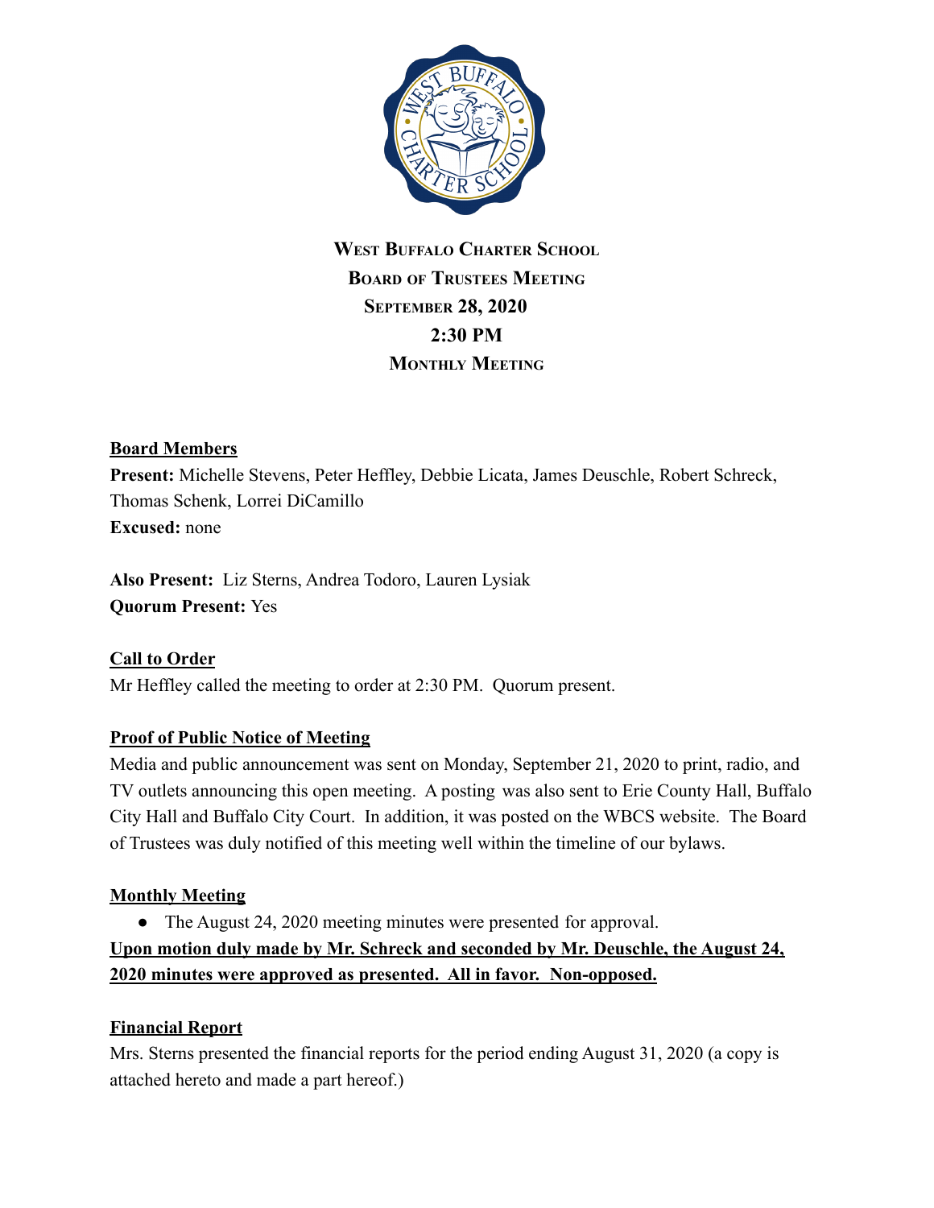**West Buffalo Charter School**
**Board of Trustees Meeting**
**September 28, 2020**
**2:30 PM**
**Monthly Meeting**

**Board Members**
**Present:** Michelle Stevens, Peter Heffley, Debbie Licata, James Deuschle, Robert Schreck, Thomas Schenk, Lorrei DiCamillo
**Excused:** none

**Also Present:** Liz Sterns, Andrea Todoro, Lauren Lysiak
**Quorum Present:** Yes

**Call to Order**
Mr Heffley called the meeting to order at 2:30 PM. Quorum present.

**Proof of Public Notice of Meeting**
Media and public announcement was sent on Monday, September 21, 2020 to print, radio, and TV outlets announcing this open meeting. A posting was also sent to Erie County Hall, Buffalo City Hall and Buffalo City Court. In addition, it was posted on the WBCS website. The Board of Trustees was duly notified of this meeting well within the timeline of our bylaws.

**Monthly Meeting**

- The August 24, 2020 meeting minutes were presented for approval.

**Upon motion duly made by Mr. Schreck and seconded by Mr. Deuschle, the August 24, 2020 minutes were approved as presented. All in favor. Non-opposed.**

**Financial Report**
Mrs. Sterns presented the financial reports for the period ending August 31, 2020 (a copy is attached hereto and made a part hereof.)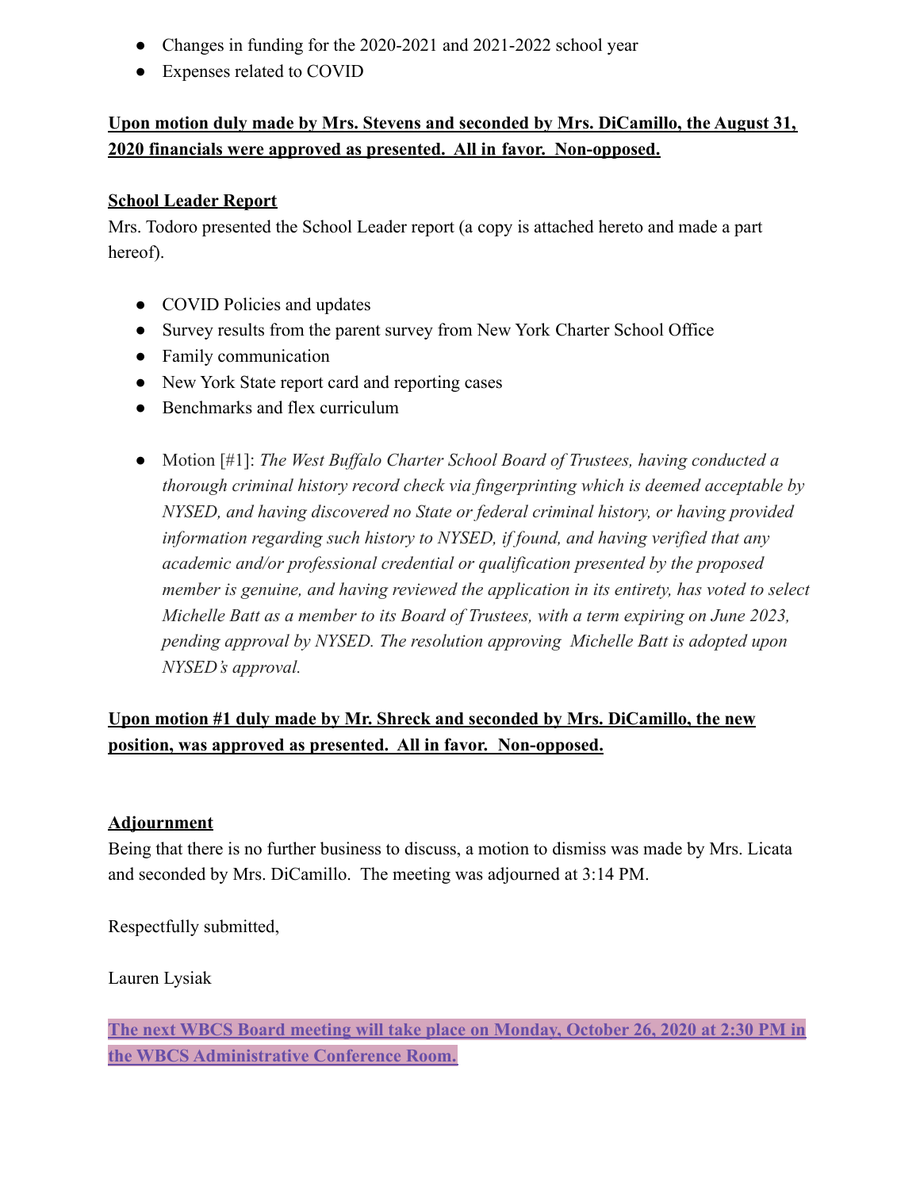- Changes in funding for the 2020-2021 and 2021-2022 school year
- Expenses related to COVID

**Upon motion duly made by Mrs. Stevens and seconded by Mrs. DiCamillo, the August 31, 2020 financials were approved as presented. All in favor. Non-opposed.**

**School Leader Report**

Mrs. Todoro presented the School Leader report (a copy is attached hereto and made a part hereof).

- COVID Policies and updates
- Survey results from the parent survey from New York Charter School Office
- Family communication
- New York State report card and reporting cases
- Benchmarks and flex curriculum

- Motion [#1]: *The West Buffalo Charter School Board of Trustees, having conducted a thorough criminal history record check via fingerprinting which is deemed acceptable by NYSED, and having discovered no State or federal criminal history, or having provided information regarding such history to NYSED, if found, and having verified that any academic and/or professional credential or qualification presented by the proposed member is genuine, and having reviewed the application in its entirety, has voted to select Michelle Batt as a member to its Board of Trustees, with a term expiring on June 2023, pending approval by NYSED. The resolution approving Michelle Batt is adopted upon NYSED's approval.*

**Upon motion #1 duly made by Mr. Shreck and seconded by Mrs. DiCamillo, the new position, was approved as presented. All in favor. Non-opposed.**

**Adjournment**

Being that there is no further business to discuss, a motion to dismiss was made by Mrs. Licata and seconded by Mrs. DiCamillo. The meeting was adjourned at 3:14 PM.

Respectfully submitted,

Lauren Lysiak

**The next WBCS Board meeting will take place on Monday, October 26, 2020 at 2:30 PM in the WBCS Administrative Conference Room.**